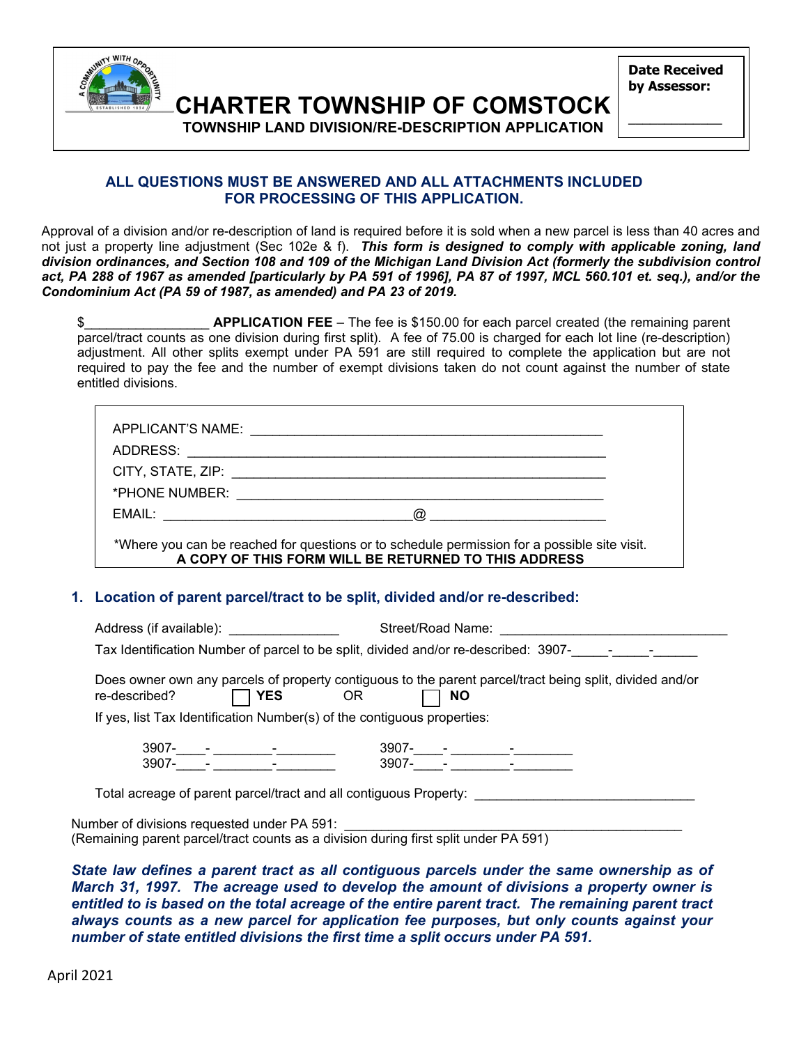# CHARTER TOWNSHIP OF COMSTOCK

## TOWNSHIP LAND DIVISION/RE-DESCRIPTION APPLICATION

**Date Received by Assessor:**

___________

**ALL QUESTIONS MUST BE ANSWERED AND ALL ATTACHMENTS INCLUDED FOR PROCESSING OF THIS APPLICATION.**

Approval of a division and/or re-description of land is required before it is sold when a new parcel is less than 40 acres and not just a property line adjustment (Sec 102e & f). ***This form is designed to comply with applicable zoning, land division ordinances, and Section 108 and 109 of the Michigan Land Division Act (formerly the subdivision control act, PA 288 of 1967 as amended [particularly by PA 591 of 1996], PA 87 of 1997, MCL 560.101 et. seq.), and/or the Condominium Act (PA 59 of 1987, as amended) and PA 23 of 2019.***

$________________ **APPLICATION FEE** – The fee is $150.00 for each parcel created (the remaining parent parcel/tract counts as one division during first split). A fee of 75.00 is charged for each lot line (re-description) adjustment. All other splits exempt under PA 591 are still required to complete the application but are not required to pay the fee and the number of exempt divisions taken do not count against the number of state entitled divisions.

APPLICANT'S NAME: ______________________________________________

ADDRESS: ______________________________________________________

CITY, STATE, ZIP: _________________________________________________

*PHONE NUMBER: _______________________________________________

EMAIL: _________________________________@ ______________________

*Where you can be reached for questions or to schedule permission for a possible site visit.
**A COPY OF THIS FORM WILL BE RETURNED TO THIS ADDRESS**

## 1. Location of parent parcel/tract to be split, divided and/or re-described:

Address (if available): _______________ Street/Road Name: _______________________________

Tax Identification Number of parcel to be split, divided and/or re-described: 3907-_____-_____-______

Does owner own any parcels of property contiguous to the parent parcel/tract being split, divided and/or re-described? ☐ **YES** OR ☐ **NO**

If yes, list Tax Identification Number(s) of the contiguous properties:

3907-____- ________-________ 3907-____- ________-________
3907-____- ________-________ 3907-____- ________-________

Total acreage of parent parcel/tract and all contiguous Property: _____________________________

Number of divisions requested under PA 591: ____________________________________________
(Remaining parent parcel/tract counts as a division during first split under PA 591)

***State law defines a parent tract as all contiguous parcels under the same ownership as of March 31, 1997. The acreage used to develop the amount of divisions a property owner is entitled to is based on the total acreage of the entire parent tract. The remaining parent tract always counts as a new parcel for application fee purposes, but only counts against your number of state entitled divisions the first time a split occurs under PA 591.***

April 2021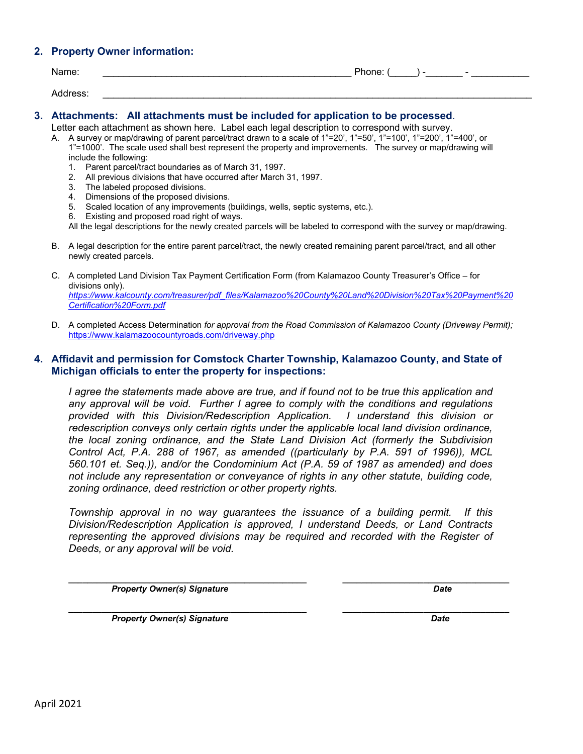## 2. Property Owner information:

Name: ________________________________________________ Phone: (_____) -_______ - ___________

Address: ____________________________________________________________________________________

## 3. Attachments: All attachments must be included for application to be processed.

Letter each attachment as shown here. Label each legal description to correspond with survey.

A. A survey or map/drawing of parent parcel/tract drawn to a scale of 1"=20', 1"=50', 1"=100', 1"=200', 1"=400', or 1"=1000'. The scale used shall best represent the property and improvements. The survey or map/drawing will include the following:
   1. Parent parcel/tract boundaries as of March 31, 1997.
   2. All previous divisions that have occurred after March 31, 1997.
   3. The labeled proposed divisions.
   4. Dimensions of the proposed divisions.
   5. Scaled location of any improvements (buildings, wells, septic systems, etc.).
   6. Existing and proposed road right of ways.

   All the legal descriptions for the newly created parcels will be labeled to correspond with the survey or map/drawing.

B. A legal description for the entire parent parcel/tract, the newly created remaining parent parcel/tract, and all other newly created parcels.

C. A completed Land Division Tax Payment Certification Form (from Kalamazoo County Treasurer's Office – for divisions only).
   *https://www.kalcounty.com/treasurer/pdf_files/Kalamazoo%20County%20Land%20Division%20Tax%20Payment%20Certification%20Form.pdf*

D. A completed Access Determination *for approval from the Road Commission of Kalamazoo County (Driveway Permit);* https://www.kalamazoocountyroads.com/driveway.php

## 4. Affidavit and permission for Comstock Charter Township, Kalamazoo County, and State of Michigan officials to enter the property for inspections:

*I agree the statements made above are true, and if found not to be true this application and any approval will be void. Further I agree to comply with the conditions and regulations provided with this Division/Redescription Application. I understand this division or redescription conveys only certain rights under the applicable local land division ordinance, the local zoning ordinance, and the State Land Division Act (formerly the Subdivision Control Act, P.A. 288 of 1967, as amended ((particularly by P.A. 591 of 1996)), MCL 560.101 et. Seq.)), and/or the Condominium Act (P.A. 59 of 1987 as amended) and does not include any representation or conveyance of rights in any other statute, building code, zoning ordinance, deed restriction or other property rights.*

*Township approval in no way guarantees the issuance of a building permit. If this Division/Redescription Application is approved, I understand Deeds, or Land Contracts representing the approved divisions may be required and recorded with the Register of Deeds, or any approval will be void.*

______________________________________ ______________________

***Property Owner(s) Signature*** ***Date***

______________________________________ ______________________

***Property Owner(s) Signature*** ***Date***

April 2021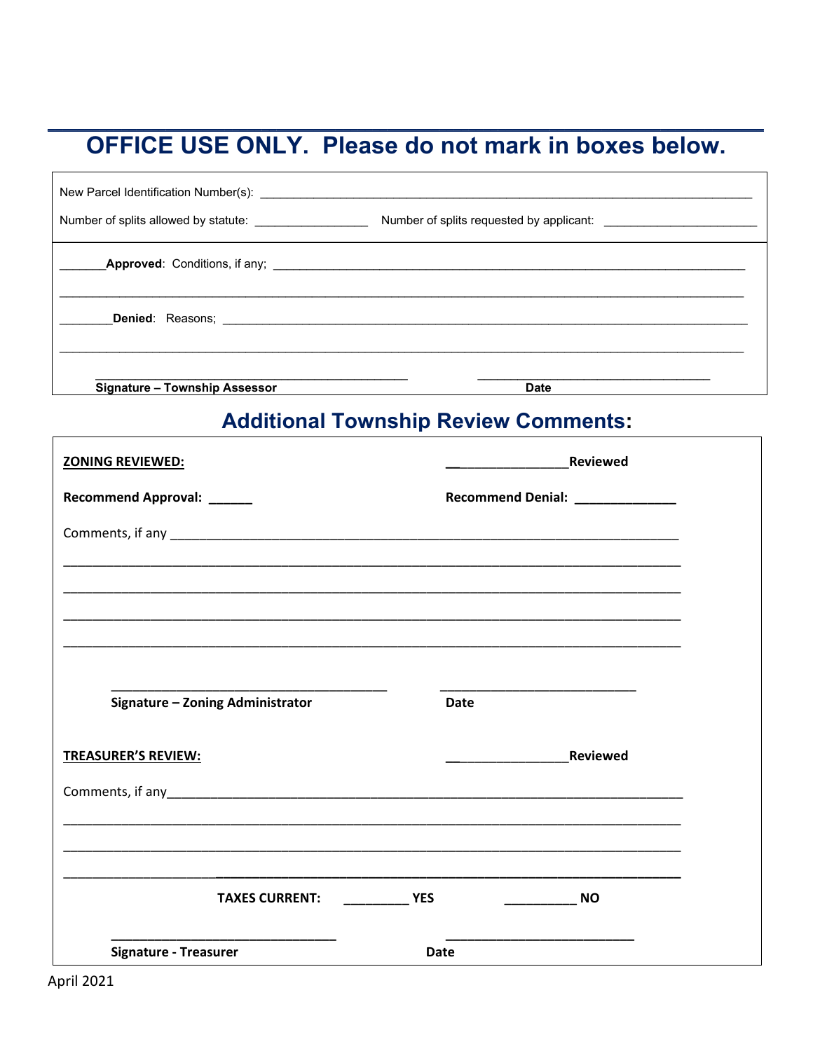## OFFICE USE ONLY. Please do not mark in boxes below.

New Parcel Identification Number(s): ______________________________________________

Number of splits allowed by statute: ________________ Number of splits requested by applicant: ______________________

_______**Approved**: Conditions, if any; ______________________________________________

______________________________________________________________________________

________**Denied**: Reasons; ______________________________________________

______________________________________________________________________________

**Signature – Township Assessor** ____________________________ **Date** ____________________

## Additional Township Review Comments:

**ZONING REVIEWED:** __________________**Reviewed**

**Recommend Approval:** ______ **Recommend Denial:** ______________

Comments, if any ______________________________________________________________

______________________________________________________________________________

______________________________________________________________________________

______________________________________________________________________________

______________________________________________________________________________

**Signature – Zoning Administrator** ____________________________ **Date** ____________________

**TREASURER'S REVIEW:** __________________**Reviewed**

Comments, if any______________________________________________________________

______________________________________________________________________________

______________________________________________________________________________

______________________________________________________________________________

**TAXES CURRENT:** _________ **YES** __________ **NO**

**Signature - Treasurer** ____________________________ **Date** ____________________

April 2021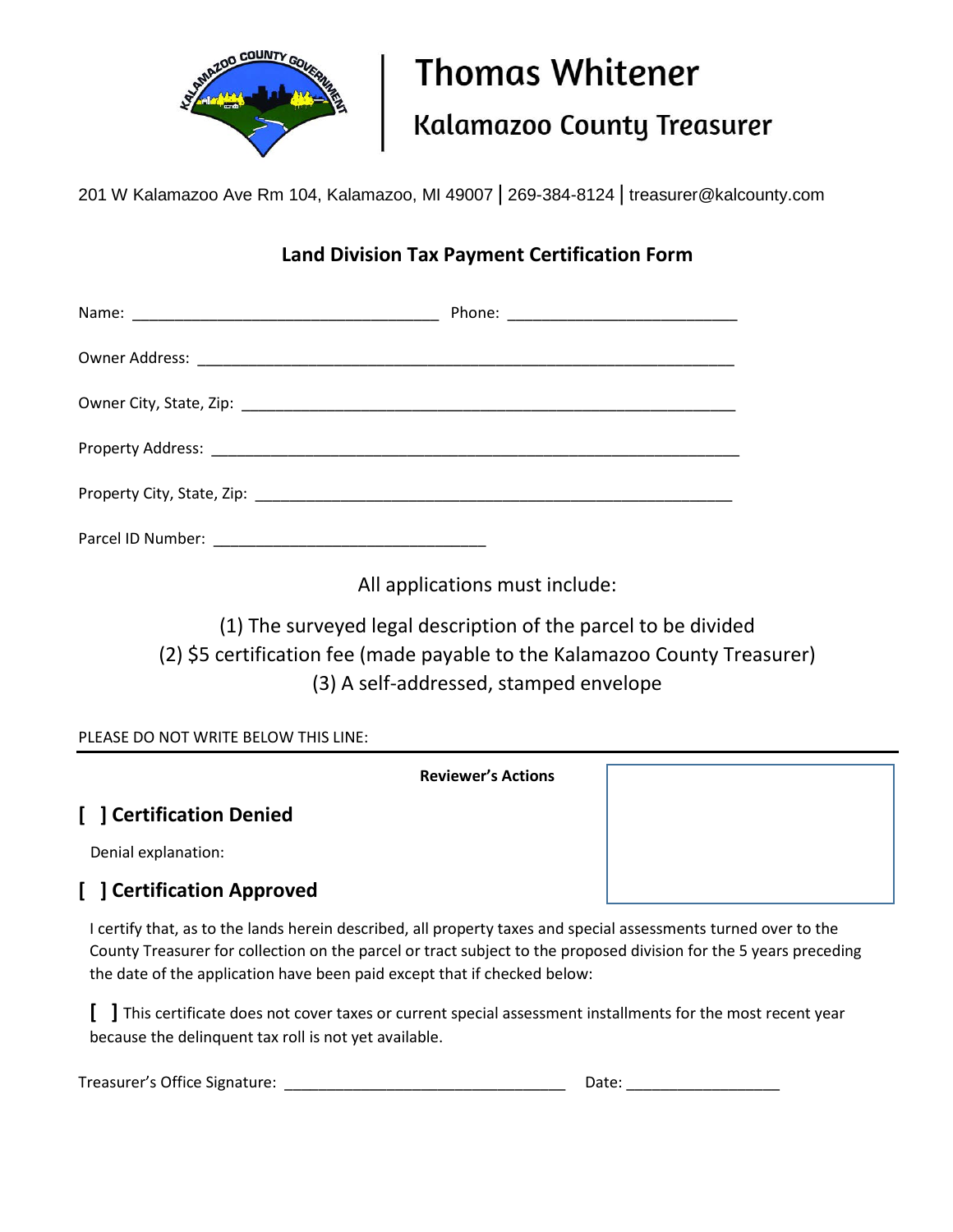# Thomas Whitener

## Kalamazoo County Treasurer

201 W Kalamazoo Ave Rm 104, Kalamazoo, MI 49007 | 269-384-8124 | treasurer@kalcounty.com

### Land Division Tax Payment Certification Form

Name: ___________________________________ Phone: __________________________

Owner Address: ______________________________________________________________

Owner City, State, Zip: _______________________________________________________

Property Address: ____________________________________________________________

Property City, State, Zip: _____________________________________________________

Parcel ID Number: _______________________________

All applications must include:

(1) The surveyed legal description of the parcel to be divided
(2) $5 certification fee (made payable to the Kalamazoo County Treasurer)
(3) A self-addressed, stamped envelope

PLEASE DO NOT WRITE BELOW THIS LINE:

---

**Reviewer's Actions**

### [ ] Certification Denied

Denial explanation:

### [ ] Certification Approved

I certify that, as to the lands herein described, all property taxes and special assessments turned over to the County Treasurer for collection on the parcel or tract subject to the proposed division for the 5 years preceding the date of the application have been paid except that if checked below:

**[ ]** This certificate does not cover taxes or current special assessment installments for the most recent year because the delinquent tax roll is not yet available.

Treasurer's Office Signature: ________________________________ Date: _________________